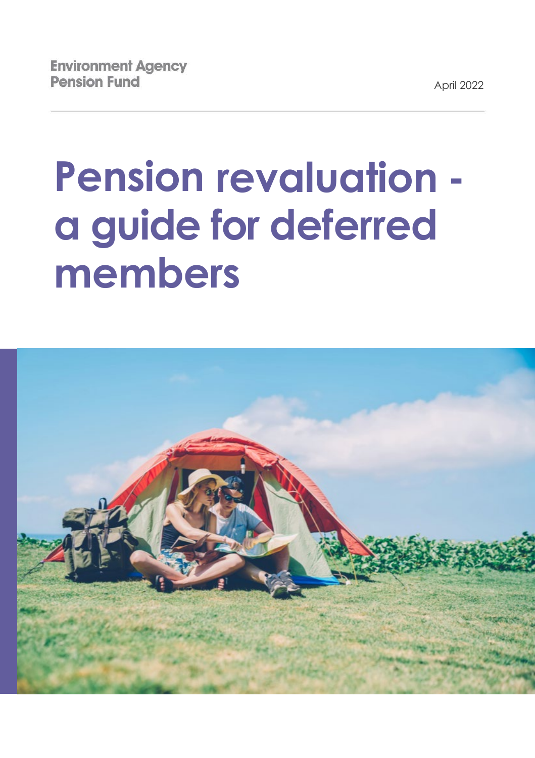Environment Agency
Pension Fund

April 2022

# Pension revaluation - a guide for deferred members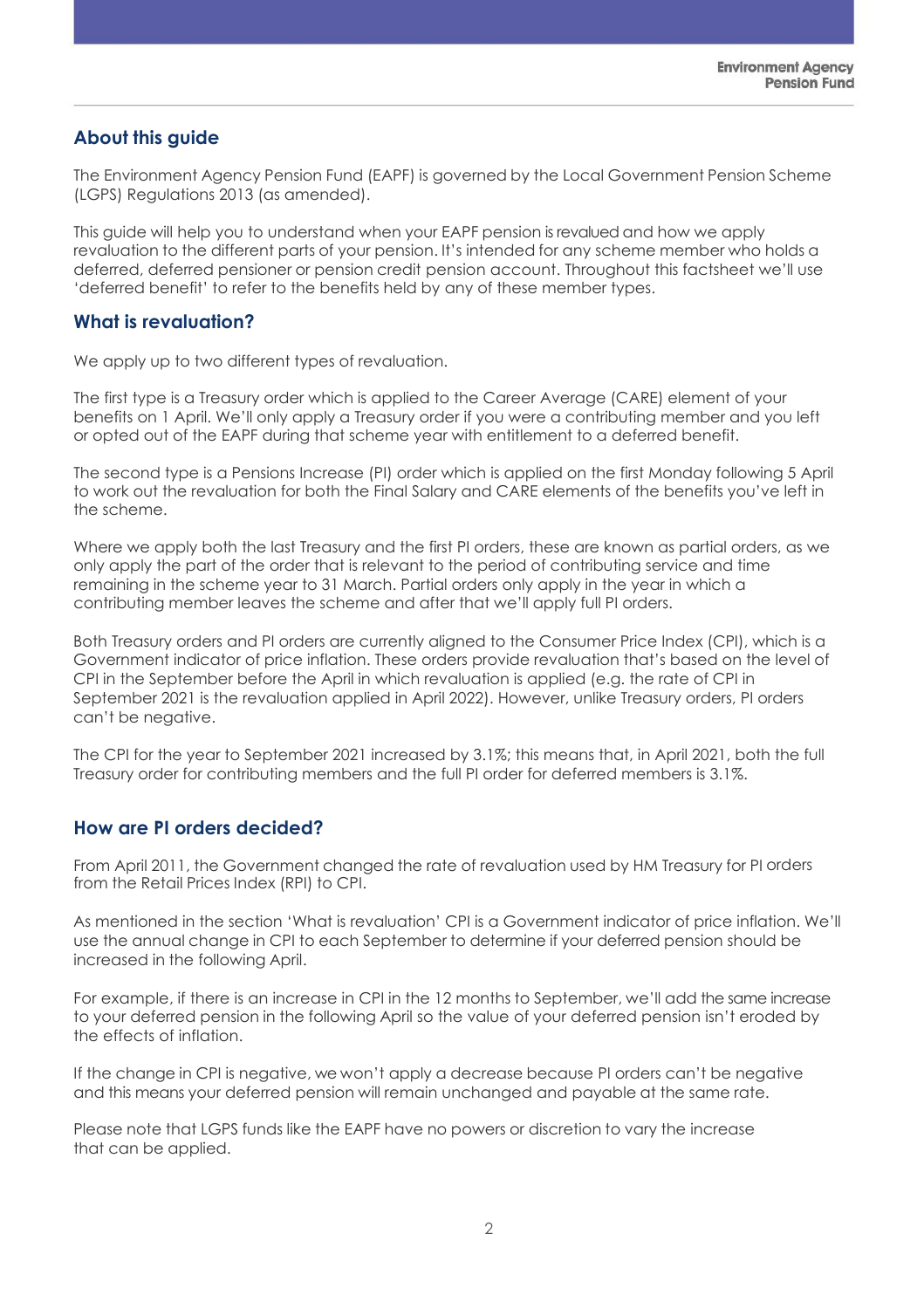## About this guide

The Environment Agency Pension Fund (EAPF) is governed by the Local Government Pension Scheme (LGPS) Regulations 2013 (as amended).

This guide will help you to understand when your EAPF pension is revalued and how we apply revaluation to the different parts of your pension. It's intended for any scheme member who holds a deferred, deferred pensioner or pension credit pension account. Throughout this factsheet we'll use 'deferred benefit' to refer to the benefits held by any of these member types.

## What is revaluation?

We apply up to two different types of revaluation.

The first type is a Treasury order which is applied to the Career Average (CARE) element of your benefits on 1 April. We'll only apply a Treasury order if you were a contributing member and you left or opted out of the EAPF during that scheme year with entitlement to a deferred benefit.

The second type is a Pensions Increase (PI) order which is applied on the first Monday following 5 April to work out the revaluation for both the Final Salary and CARE elements of the benefits you've left in the scheme.

Where we apply both the last Treasury and the first PI orders, these are known as partial orders, as we only apply the part of the order that is relevant to the period of contributing service and time remaining in the scheme year to 31 March. Partial orders only apply in the year in which a contributing member leaves the scheme and after that we'll apply full PI orders.

Both Treasury orders and PI orders are currently aligned to the Consumer Price Index (CPI), which is a Government indicator of price inflation. These orders provide revaluation that's based on the level of CPI in the September before the April in which revaluation is applied (e.g. the rate of CPI in September 2021 is the revaluation applied in April 2022). However, unlike Treasury orders, PI orders can't be negative.

The CPI for the year to September 2021 increased by 3.1%; this means that, in April 2021, both the full Treasury order for contributing members and the full PI order for deferred members is 3.1%.

## How are PI orders decided?

From April 2011, the Government changed the rate of revaluation used by HM Treasury for PI orders from the Retail Prices Index (RPI) to CPI.

As mentioned in the section 'What is revaluation' CPI is a Government indicator of price inflation. We'll use the annual change in CPI to each September to determine if your deferred pension should be increased in the following April.

For example, if there is an increase in CPI in the 12 months to September, we'll add the same increase to your deferred pension in the following April so the value of your deferred pension isn't eroded by the effects of inflation.

If the change in CPI is negative, we won't apply a decrease because PI orders can't be negative and this means your deferred pension will remain unchanged and payable at the same rate.

Please note that LGPS funds like the EAPF have no powers or discretion to vary the increase that can be applied.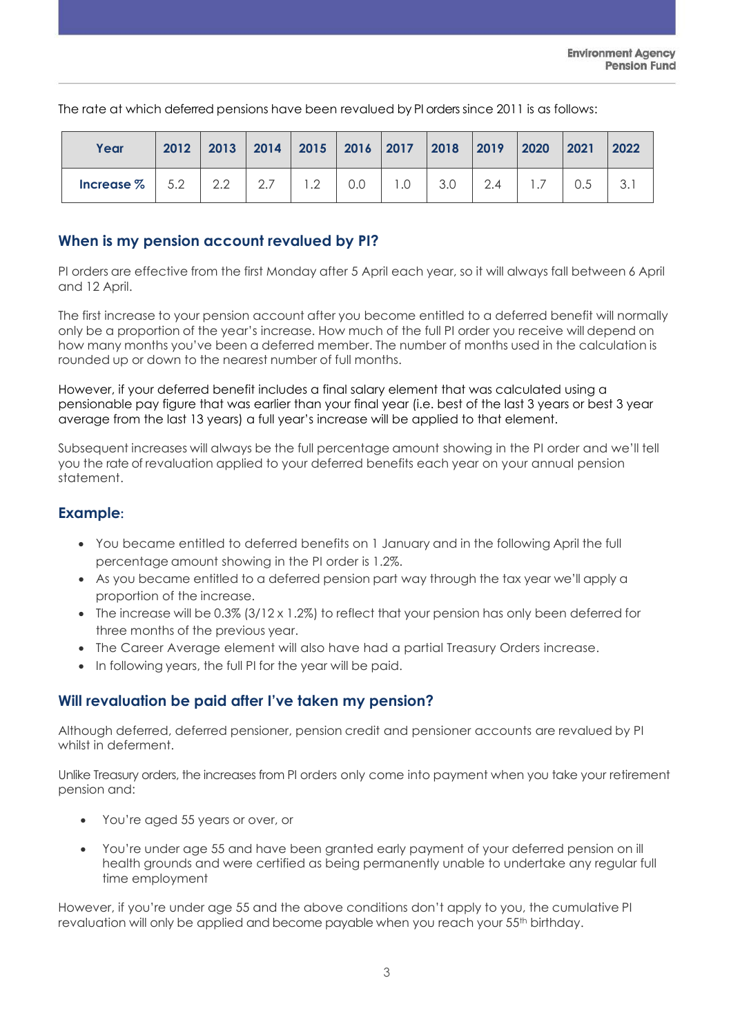The rate at which deferred pensions have been revalued by PI orders since 2011 is as follows:

| Year | 2012 | 2013 | 2014 | 2015 | 2016 | 2017 | 2018 | 2019 | 2020 | 2021 | 2022 |
|---|---|---|---|---|---|---|---|---|---|---|---|
| **Increase %** | 5.2 | 2.2 | 2.7 | 1.2 | 0.0 | 1.0 | 3.0 | 2.4 | 1.7 | 0.5 | 3.1 |

## When is my pension account revalued by PI?

PI orders are effective from the first Monday after 5 April each year, so it will always fall between 6 April and 12 April.

The first increase to your pension account after you become entitled to a deferred benefit will normally only be a proportion of the year's increase. How much of the full PI order you receive will depend on how many months you've been a deferred member. The number of months used in the calculation is rounded up or down to the nearest number of full months.

However, if your deferred benefit includes a final salary element that was calculated using a pensionable pay figure that was earlier than your final year (i.e. best of the last 3 years or best 3 year average from the last 13 years) a full year's increase will be applied to that element.

Subsequent increases will always be the full percentage amount showing in the PI order and we'll tell you the rate of revaluation applied to your deferred benefits each year on your annual pension statement.

## Example:

- You became entitled to deferred benefits on 1 January and in the following April the full percentage amount showing in the PI order is 1.2%.
- As you became entitled to a deferred pension part way through the tax year we'll apply a proportion of the increase.
- The increase will be 0.3% (3/12 x 1.2%) to reflect that your pension has only been deferred for three months of the previous year.
- The Career Average element will also have had a partial Treasury Orders increase.
- In following years, the full PI for the year will be paid.

## Will revaluation be paid after I've taken my pension?

Although deferred, deferred pensioner, pension credit and pensioner accounts are revalued by PI whilst in deferment.

Unlike Treasury orders, the increases from PI orders only come into payment when you take your retirement pension and:

- You're aged 55 years or over, or
- You're under age 55 and have been granted early payment of your deferred pension on ill health grounds and were certified as being permanently unable to undertake any regular full time employment

However, if you're under age 55 and the above conditions don't apply to you, the cumulative PI revaluation will only be applied and become payable when you reach your 55th birthday.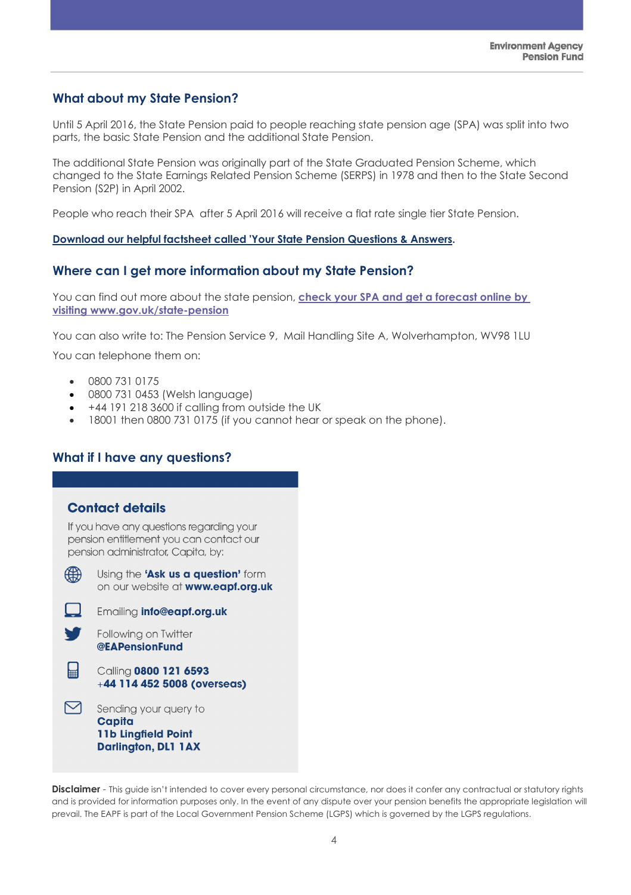## What about my State Pension?

Until 5 April 2016, the State Pension paid to people reaching state pension age (SPA) was split into two parts, the basic State Pension and the additional State Pension.

The additional State Pension was originally part of the State Graduated Pension Scheme, which changed to the State Earnings Related Pension Scheme (SERPS) in 1978 and then to the State Second Pension (S2P) in April 2002.

People who reach their SPA after 5 April 2016 will receive a flat rate single tier State Pension.

**Download our helpful factsheet called 'Your State Pension Questions & Answers.**

## Where can I get more information about my State Pension?

You can find out more about the state pension, **check your SPA and get a forecast online by visiting www.gov.uk/state-pension**

You can also write to: The Pension Service 9, Mail Handling Site A, Wolverhampton, WV98 1LU

You can telephone them on:

- 0800 731 0175
- 0800 731 0453 (Welsh language)
- +44 191 218 3600 if calling from outside the UK
- 18001 then 0800 731 0175 (if you cannot hear or speak on the phone).

## What if I have any questions?

### Contact details

If you have any questions regarding your pension entitlement you can contact our pension administrator, Capita, by:

- Using the **'Ask us a question'** form on our website at **www.eapf.org.uk**
- Emailing **info@eapf.org.uk**
- Following on Twitter **@EAPensionFund**
- Calling **0800 121 6593** **+44 114 452 5008 (overseas)**
- Sending your query to **Capita** **11b Lingfield Point** **Darlington, DL1 1AX**

**Disclaimer** - This guide isn't intended to cover every personal circumstance, nor does it confer any contractual or statutory rights and is provided for information purposes only. In the event of any dispute over your pension benefits the appropriate legislation will prevail. The EAPF is part of the Local Government Pension Scheme (LGPS) which is governed by the LGPS regulations.